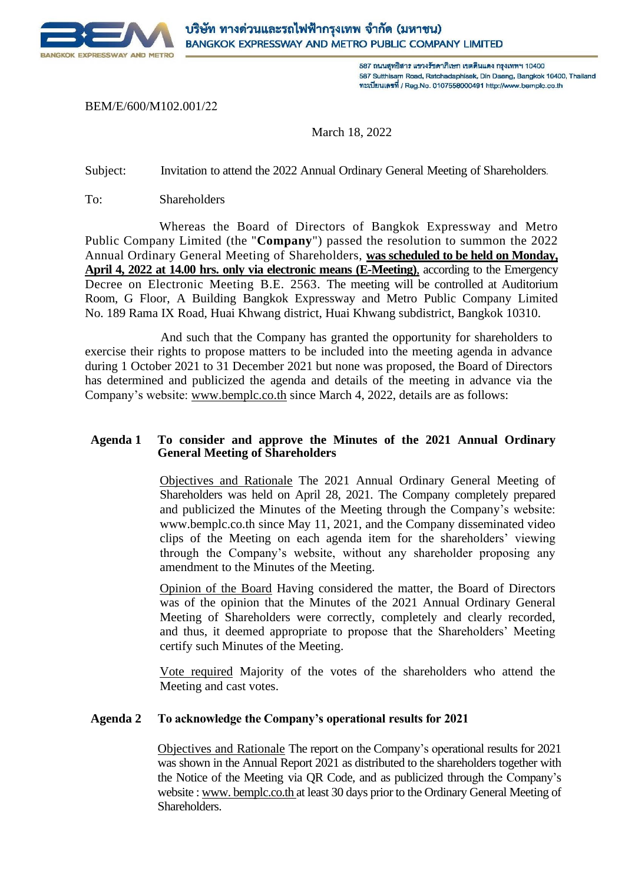บริษัท ทางด่วนและรถไฟฟ้ากรุงเทพ จำกัด (มหาชน)
BANGKOK EXPRESSWAY AND METRO PUBLIC COMPANY LIMITED

587 ถนนสุทธิสาร แขวงรัชดาภิเษก เขตดินแดง กรุงเทพฯ 10400
587 Sutthisarn Road, Ratchadaphisek, Din Daeng, Bangkok 10400, Thailand
ทะเบียนเลขที่ / Reg.No. 0107558000491 http://www.bemplc.co.th

BEM/E/600/M102.001/22

March 18, 2022

Subject: Invitation to attend the 2022 Annual Ordinary General Meeting of Shareholders.

To: Shareholders

Whereas the Board of Directors of Bangkok Expressway and Metro Public Company Limited (the "**Company**") passed the resolution to summon the 2022 Annual Ordinary General Meeting of Shareholders, **was scheduled to be held on Monday, April 4, 2022 at 14.00 hrs. only via electronic means (E-Meeting)**, according to the Emergency Decree on Electronic Meeting B.E. 2563. The meeting will be controlled at Auditorium Room, G Floor, A Building Bangkok Expressway and Metro Public Company Limited No. 189 Rama IX Road, Huai Khwang district, Huai Khwang subdistrict, Bangkok 10310.

And such that the Company has granted the opportunity for shareholders to exercise their rights to propose matters to be included into the meeting agenda in advance during 1 October 2021 to 31 December 2021 but none was proposed, the Board of Directors has determined and publicized the agenda and details of the meeting in advance via the Company's website: www.bemplc.co.th since March 4, 2022, details are as follows:

**Agenda 1 To consider and approve the Minutes of the 2021 Annual Ordinary General Meeting of Shareholders**

Objectives and Rationale The 2021 Annual Ordinary General Meeting of Shareholders was held on April 28, 2021. The Company completely prepared and publicized the Minutes of the Meeting through the Company's website: www.bemplc.co.th since May 11, 2021, and the Company disseminated video clips of the Meeting on each agenda item for the shareholders' viewing through the Company's website, without any shareholder proposing any amendment to the Minutes of the Meeting.

Opinion of the Board Having considered the matter, the Board of Directors was of the opinion that the Minutes of the 2021 Annual Ordinary General Meeting of Shareholders were correctly, completely and clearly recorded, and thus, it deemed appropriate to propose that the Shareholders' Meeting certify such Minutes of the Meeting.

Vote required Majority of the votes of the shareholders who attend the Meeting and cast votes.

**Agenda 2 To acknowledge the Company's operational results for 2021**

Objectives and Rationale The report on the Company's operational results for 2021 was shown in the Annual Report 2021 as distributed to the shareholders together with the Notice of the Meeting via QR Code, and as publicized through the Company's website : www. bemplc.co.th at least 30 days prior to the Ordinary General Meeting of Shareholders.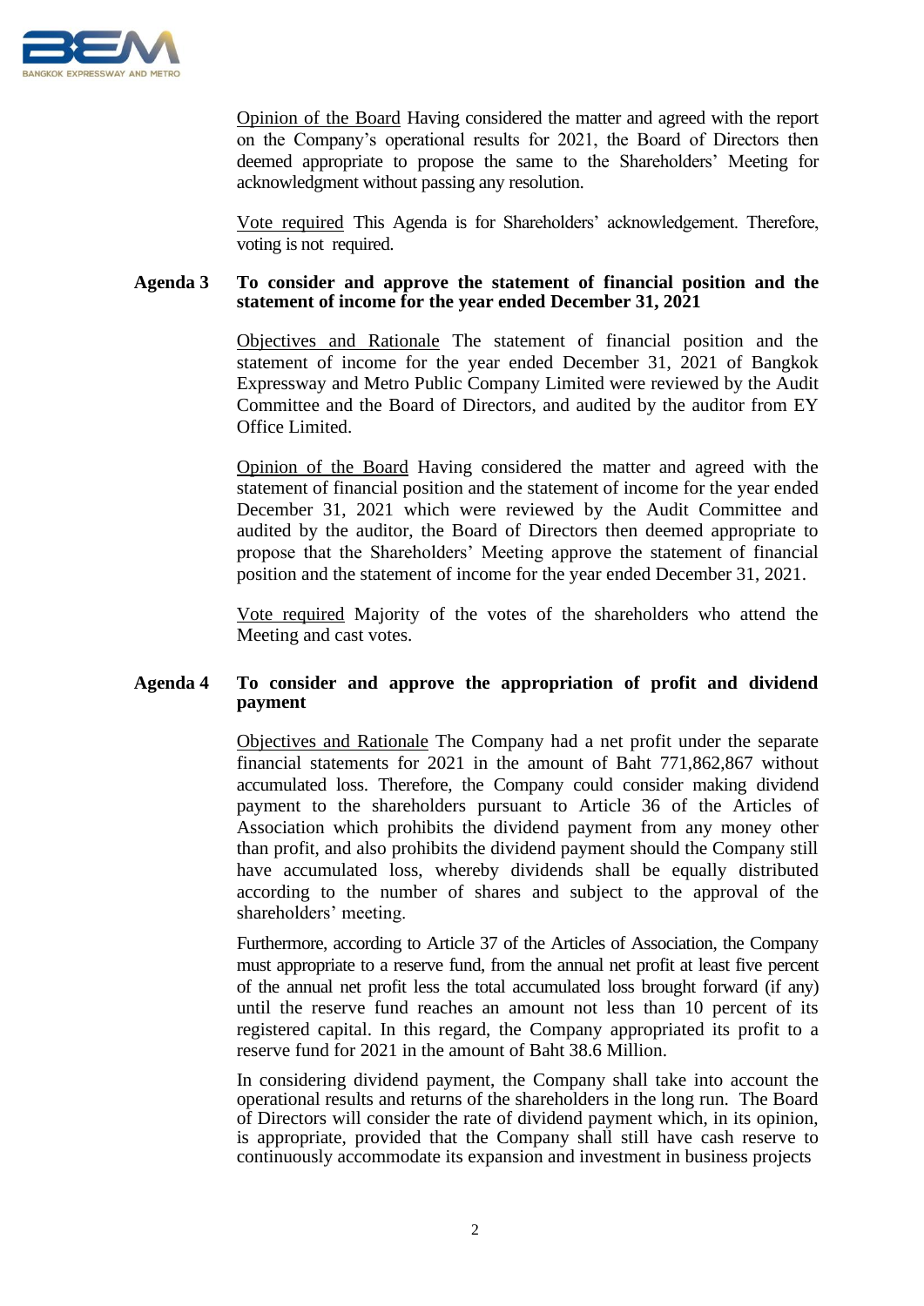Opinion of the Board Having considered the matter and agreed with the report on the Company's operational results for 2021, the Board of Directors then deemed appropriate to propose the same to the Shareholders' Meeting for acknowledgment without passing any resolution.

Vote required This Agenda is for Shareholders' acknowledgement. Therefore, voting is not required.

**Agenda 3 To consider and approve the statement of financial position and the statement of income for the year ended December 31, 2021**

Objectives and Rationale The statement of financial position and the statement of income for the year ended December 31, 2021 of Bangkok Expressway and Metro Public Company Limited were reviewed by the Audit Committee and the Board of Directors, and audited by the auditor from EY Office Limited.

Opinion of the Board Having considered the matter and agreed with the statement of financial position and the statement of income for the year ended December 31, 2021 which were reviewed by the Audit Committee and audited by the auditor, the Board of Directors then deemed appropriate to propose that the Shareholders' Meeting approve the statement of financial position and the statement of income for the year ended December 31, 2021.

Vote required Majority of the votes of the shareholders who attend the Meeting and cast votes.

**Agenda 4 To consider and approve the appropriation of profit and dividend payment**

Objectives and Rationale The Company had a net profit under the separate financial statements for 2021 in the amount of Baht 771,862,867 without accumulated loss. Therefore, the Company could consider making dividend payment to the shareholders pursuant to Article 36 of the Articles of Association which prohibits the dividend payment from any money other than profit, and also prohibits the dividend payment should the Company still have accumulated loss, whereby dividends shall be equally distributed according to the number of shares and subject to the approval of the shareholders' meeting.

Furthermore, according to Article 37 of the Articles of Association, the Company must appropriate to a reserve fund, from the annual net profit at least five percent of the annual net profit less the total accumulated loss brought forward (if any) until the reserve fund reaches an amount not less than 10 percent of its registered capital. In this regard, the Company appropriated its profit to a reserve fund for 2021 in the amount of Baht 38.6 Million.

In considering dividend payment, the Company shall take into account the operational results and returns of the shareholders in the long run. The Board of Directors will consider the rate of dividend payment which, in its opinion, is appropriate, provided that the Company shall still have cash reserve to continuously accommodate its expansion and investment in business projects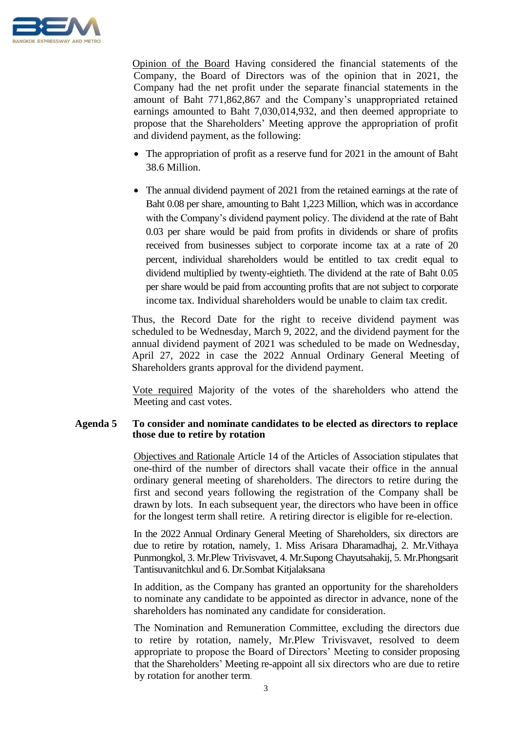Opinion of the Board Having considered the financial statements of the Company, the Board of Directors was of the opinion that in 2021, the Company had the net profit under the separate financial statements in the amount of Baht 771,862,867 and the Company's unappropriated retained earnings amounted to Baht 7,030,014,932, and then deemed appropriate to propose that the Shareholders' Meeting approve the appropriation of profit and dividend payment, as the following:

- The appropriation of profit as a reserve fund for 2021 in the amount of Baht 38.6 Million.
- The annual dividend payment of 2021 from the retained earnings at the rate of Baht 0.08 per share, amounting to Baht 1,223 Million, which was in accordance with the Company's dividend payment policy. The dividend at the rate of Baht 0.03 per share would be paid from profits in dividends or share of profits received from businesses subject to corporate income tax at a rate of 20 percent, individual shareholders would be entitled to tax credit equal to dividend multiplied by twenty-eightieth. The dividend at the rate of Baht 0.05 per share would be paid from accounting profits that are not subject to corporate income tax. Individual shareholders would be unable to claim tax credit.

Thus, the Record Date for the right to receive dividend payment was scheduled to be Wednesday, March 9, 2022, and the dividend payment for the annual dividend payment of 2021 was scheduled to be made on Wednesday, April 27, 2022 in case the 2022 Annual Ordinary General Meeting of Shareholders grants approval for the dividend payment.

Vote required Majority of the votes of the shareholders who attend the Meeting and cast votes.

**Agenda 5 To consider and nominate candidates to be elected as directors to replace those due to retire by rotation**

Objectives and Rationale Article 14 of the Articles of Association stipulates that one-third of the number of directors shall vacate their office in the annual ordinary general meeting of shareholders. The directors to retire during the first and second years following the registration of the Company shall be drawn by lots. In each subsequent year, the directors who have been in office for the longest term shall retire. A retiring director is eligible for re-election.

In the 2022 Annual Ordinary General Meeting of Shareholders, six directors are due to retire by rotation, namely, 1. Miss Arisara Dharamadhaj, 2. Mr.Vithaya Punmongkol, 3. Mr.Plew Trivisvavet, 4. Mr.Supong Chayutsahakij, 5. Mr.Phongsarit Tantisuvanitchkul and 6. Dr.Sombat Kitjalaksana

In addition, as the Company has granted an opportunity for the shareholders to nominate any candidate to be appointed as director in advance, none of the shareholders has nominated any candidate for consideration.

The Nomination and Remuneration Committee, excluding the directors due to retire by rotation, namely, Mr.Plew Trivisvavet, resolved to deem appropriate to propose the Board of Directors' Meeting to consider proposing that the Shareholders' Meeting re-appoint all six directors who are due to retire by rotation for another term.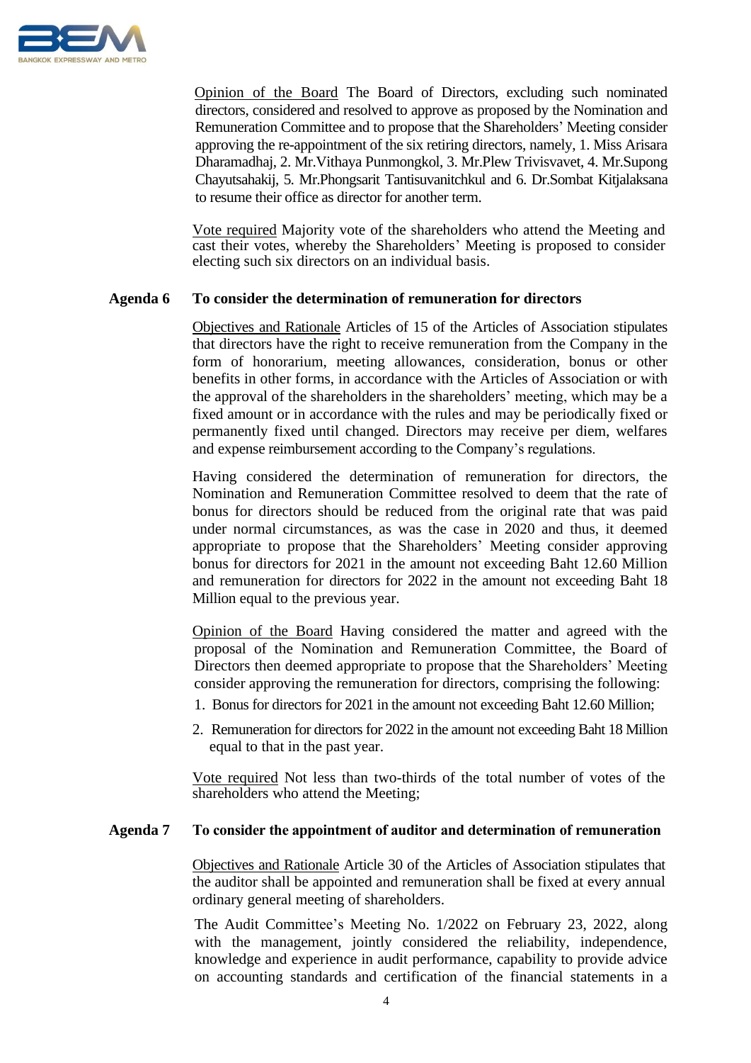Opinion of the Board The Board of Directors, excluding such nominated directors, considered and resolved to approve as proposed by the Nomination and Remuneration Committee and to propose that the Shareholders' Meeting consider approving the re-appointment of the six retiring directors, namely, 1. Miss Arisara Dharamadhaj, 2. Mr.Vithaya Punmongkol, 3. Mr.Plew Trivisvavet, 4. Mr.Supong Chayutsahakij, 5. Mr.Phongsarit Tantisuvanitchkul and 6. Dr.Sombat Kitjalaksana to resume their office as director for another term.

Vote required Majority vote of the shareholders who attend the Meeting and cast their votes, whereby the Shareholders' Meeting is proposed to consider electing such six directors on an individual basis.

**Agenda 6 To consider the determination of remuneration for directors**

Objectives and Rationale Articles of 15 of the Articles of Association stipulates that directors have the right to receive remuneration from the Company in the form of honorarium, meeting allowances, consideration, bonus or other benefits in other forms, in accordance with the Articles of Association or with the approval of the shareholders in the shareholders' meeting, which may be a fixed amount or in accordance with the rules and may be periodically fixed or permanently fixed until changed. Directors may receive per diem, welfares and expense reimbursement according to the Company's regulations.

Having considered the determination of remuneration for directors, the Nomination and Remuneration Committee resolved to deem that the rate of bonus for directors should be reduced from the original rate that was paid under normal circumstances, as was the case in 2020 and thus, it deemed appropriate to propose that the Shareholders' Meeting consider approving bonus for directors for 2021 in the amount not exceeding Baht 12.60 Million and remuneration for directors for 2022 in the amount not exceeding Baht 18 Million equal to the previous year.

Opinion of the Board Having considered the matter and agreed with the proposal of the Nomination and Remuneration Committee, the Board of Directors then deemed appropriate to propose that the Shareholders' Meeting consider approving the remuneration for directors, comprising the following:

1. Bonus for directors for 2021 in the amount not exceeding Baht 12.60 Million;
2. Remuneration for directors for 2022 in the amount not exceeding Baht 18 Million equal to that in the past year.

Vote required Not less than two-thirds of the total number of votes of the shareholders who attend the Meeting;

**Agenda 7 To consider the appointment of auditor and determination of remuneration**

Objectives and Rationale Article 30 of the Articles of Association stipulates that the auditor shall be appointed and remuneration shall be fixed at every annual ordinary general meeting of shareholders.

The Audit Committee's Meeting No. 1/2022 on February 23, 2022, along with the management, jointly considered the reliability, independence, knowledge and experience in audit performance, capability to provide advice on accounting standards and certification of the financial statements in a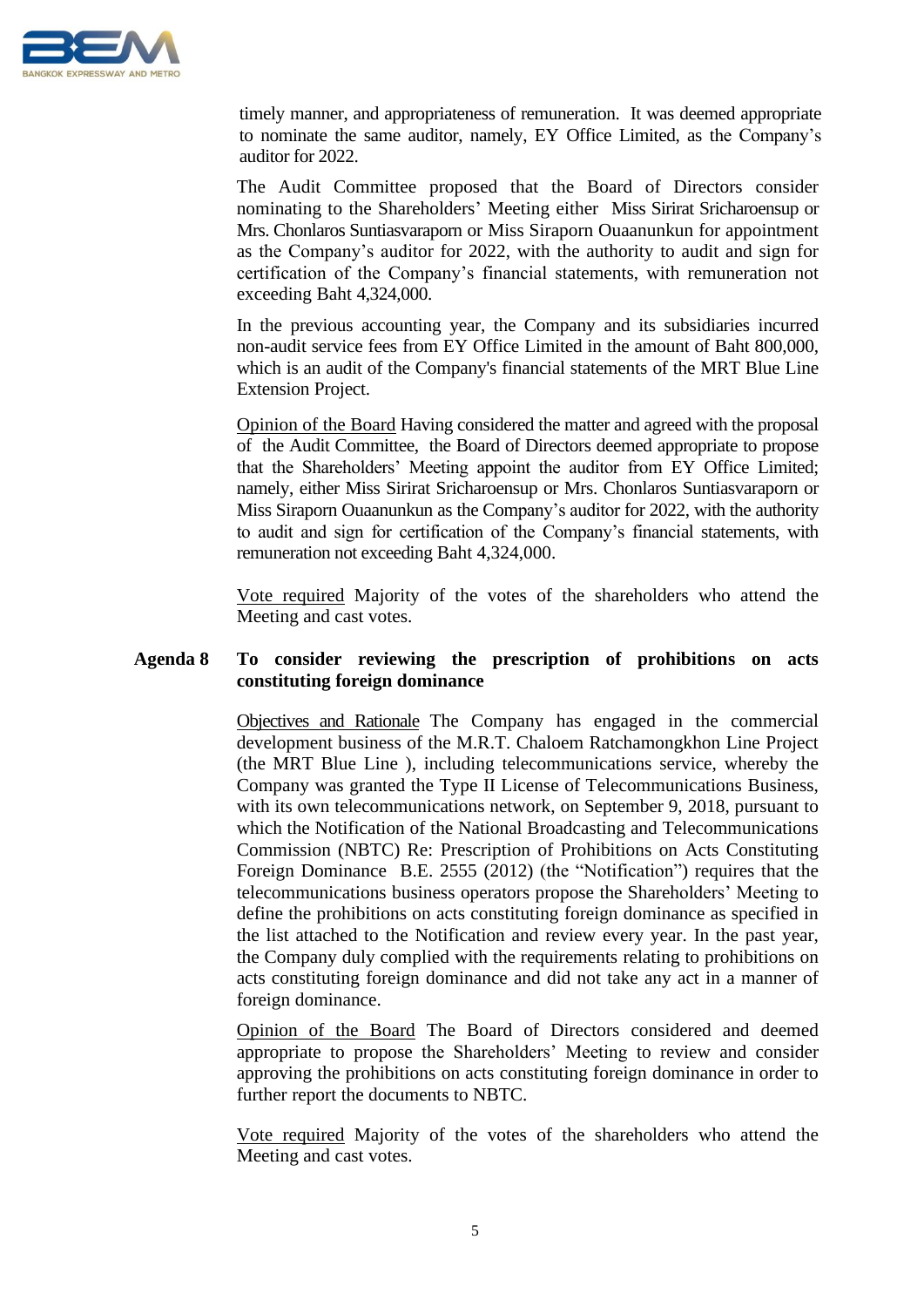timely manner, and appropriateness of remuneration. It was deemed appropriate to nominate the same auditor, namely, EY Office Limited, as the Company's auditor for 2022.

The Audit Committee proposed that the Board of Directors consider nominating to the Shareholders' Meeting either Miss Sirirat Sricharoensup or Mrs. Chonlaros Suntiasvaraporn or Miss Siraporn Ouaanunkun for appointment as the Company's auditor for 2022, with the authority to audit and sign for certification of the Company's financial statements, with remuneration not exceeding Baht 4,324,000.

In the previous accounting year, the Company and its subsidiaries incurred non-audit service fees from EY Office Limited in the amount of Baht 800,000, which is an audit of the Company's financial statements of the MRT Blue Line Extension Project.

Opinion of the Board Having considered the matter and agreed with the proposal of the Audit Committee, the Board of Directors deemed appropriate to propose that the Shareholders' Meeting appoint the auditor from EY Office Limited; namely, either Miss Sirirat Sricharoensup or Mrs. Chonlaros Suntiasvaraporn or Miss Siraporn Ouaanunkun as the Company's auditor for 2022, with the authority to audit and sign for certification of the Company's financial statements, with remuneration not exceeding Baht 4,324,000.

Vote required Majority of the votes of the shareholders who attend the Meeting and cast votes.

**Agenda 8 To consider reviewing the prescription of prohibitions on acts constituting foreign dominance**

Objectives and Rationale The Company has engaged in the commercial development business of the M.R.T. Chaloem Ratchamongkhon Line Project (the MRT Blue Line ), including telecommunications service, whereby the Company was granted the Type II License of Telecommunications Business, with its own telecommunications network, on September 9, 2018, pursuant to which the Notification of the National Broadcasting and Telecommunications Commission (NBTC) Re: Prescription of Prohibitions on Acts Constituting Foreign Dominance B.E. 2555 (2012) (the "Notification") requires that the telecommunications business operators propose the Shareholders' Meeting to define the prohibitions on acts constituting foreign dominance as specified in the list attached to the Notification and review every year. In the past year, the Company duly complied with the requirements relating to prohibitions on acts constituting foreign dominance and did not take any act in a manner of foreign dominance.

Opinion of the Board The Board of Directors considered and deemed appropriate to propose the Shareholders' Meeting to review and consider approving the prohibitions on acts constituting foreign dominance in order to further report the documents to NBTC.

Vote required Majority of the votes of the shareholders who attend the Meeting and cast votes.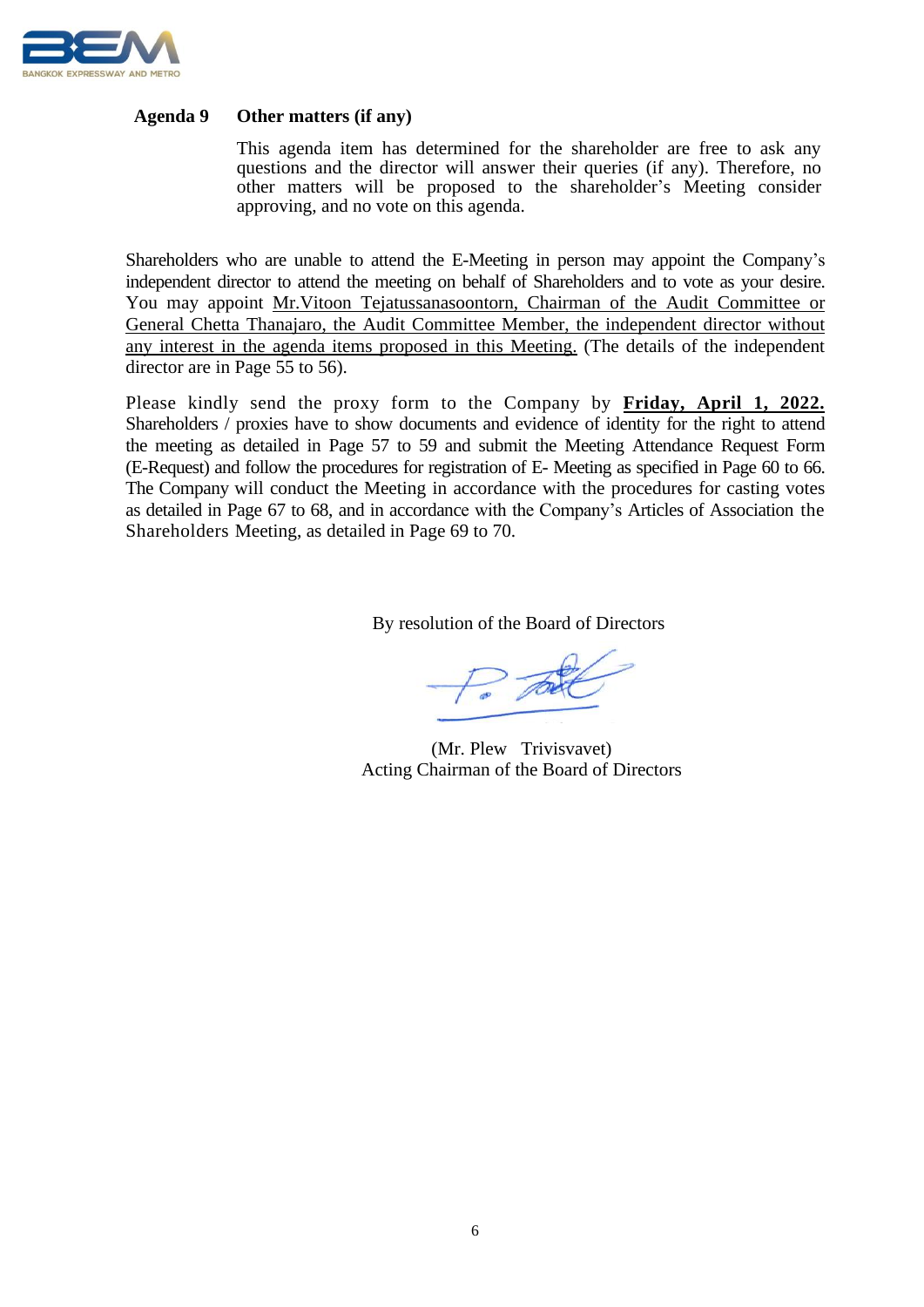**Agenda 9 Other matters (if any)**

This agenda item has determined for the shareholder are free to ask any questions and the director will answer their queries (if any). Therefore, no other matters will be proposed to the shareholder's Meeting consider approving, and no vote on this agenda.

Shareholders who are unable to attend the E-Meeting in person may appoint the Company's independent director to attend the meeting on behalf of Shareholders and to vote as your desire. You may appoint Mr.Vitoon Tejatussanasoontorn, Chairman of the Audit Committee or General Chetta Thanajaro, the Audit Committee Member, the independent director without any interest in the agenda items proposed in this Meeting. (The details of the independent director are in Page 55 to 56).

Please kindly send the proxy form to the Company by **Friday, April 1, 2022.** Shareholders / proxies have to show documents and evidence of identity for the right to attend the meeting as detailed in Page 57 to 59 and submit the Meeting Attendance Request Form (E-Request) and follow the procedures for registration of E- Meeting as specified in Page 60 to 66. The Company will conduct the Meeting in accordance with the procedures for casting votes as detailed in Page 67 to 68, and in accordance with the Company's Articles of Association the Shareholders Meeting, as detailed in Page 69 to 70.

By resolution of the Board of Directors

(Mr. Plew Trivisvavet)
Acting Chairman of the Board of Directors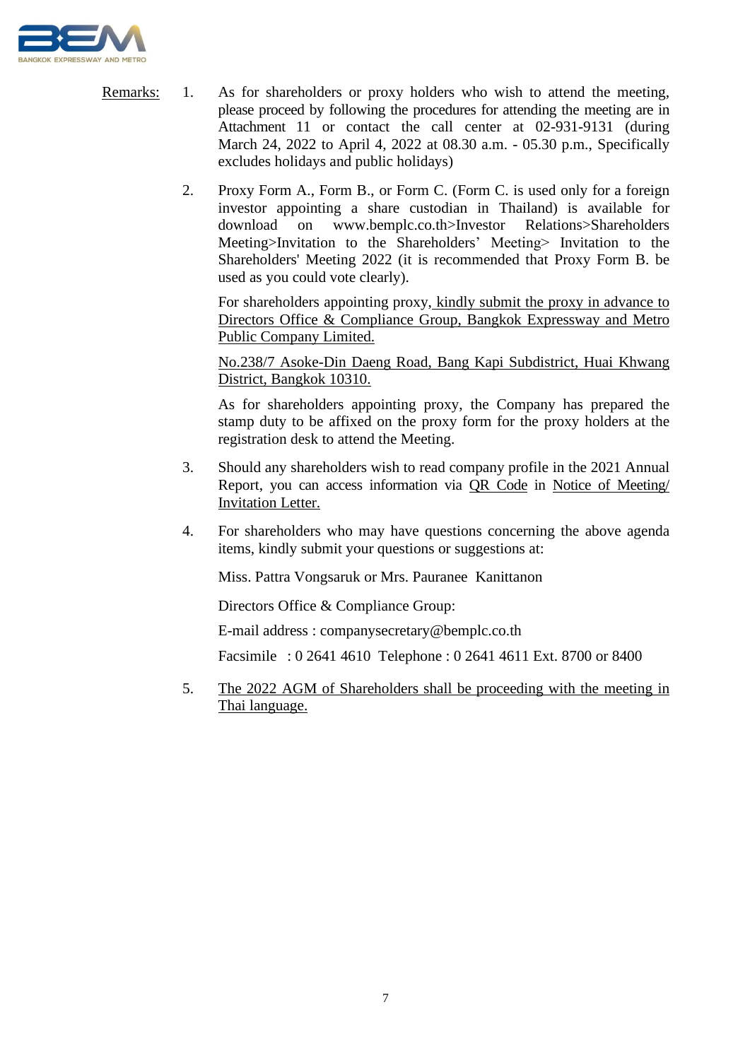Remarks:

1. As for shareholders or proxy holders who wish to attend the meeting, please proceed by following the procedures for attending the meeting are in Attachment 11 or contact the call center at 02-931-9131 (during March 24, 2022 to April 4, 2022 at 08.30 a.m. - 05.30 p.m., Specifically excludes holidays and public holidays)

2. Proxy Form A., Form B., or Form C. (Form C. is used only for a foreign investor appointing a share custodian in Thailand) is available for download on www.bemplc.co.th>Investor Relations>Shareholders Meeting>Invitation to the Shareholders' Meeting> Invitation to the Shareholders' Meeting 2022 (it is recommended that Proxy Form B. be used as you could vote clearly).

   For shareholders appointing proxy, kindly submit the proxy in advance to Directors Office & Compliance Group, Bangkok Expressway and Metro Public Company Limited.

   No.238/7 Asoke-Din Daeng Road, Bang Kapi Subdistrict, Huai Khwang District, Bangkok 10310.

   As for shareholders appointing proxy, the Company has prepared the stamp duty to be affixed on the proxy form for the proxy holders at the registration desk to attend the Meeting.

3. Should any shareholders wish to read company profile in the 2021 Annual Report, you can access information via QR Code in Notice of Meeting/ Invitation Letter.

4. For shareholders who may have questions concerning the above agenda items, kindly submit your questions or suggestions at:

   Miss. Pattra Vongsaruk or Mrs. Pauranee Kanittanon

   Directors Office & Compliance Group:

   E-mail address : companysecretary@bemplc.co.th

   Facsimile : 0 2641 4610 Telephone : 0 2641 4611 Ext. 8700 or 8400

5. The 2022 AGM of Shareholders shall be proceeding with the meeting in Thai language.